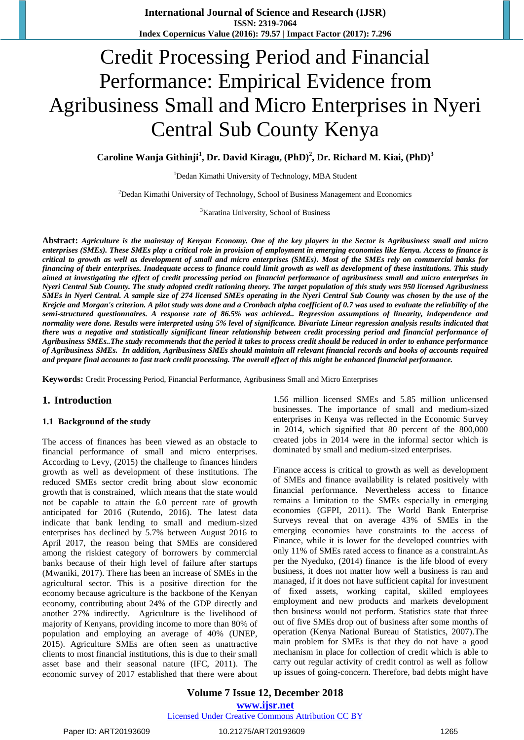# Credit Processing Period and Financial Performance: Empirical Evidence from Agribusiness Small and Micro Enterprises in Nyeri Central Sub County Kenya

**Caroline Wanja Githinji[1], Dr. David Kiragu, (PhD)[2], Dr. Richard M. Kiai, (PhD)[3]**

[1]Dedan Kimathi University of Technology, MBA Student

[2]Dedan Kimathi University of Technology, School of Business Management and Economics

[3]Karatina University, School of Business

**Abstract:** ***Agriculture is the mainstay of Kenyan Economy. One of the key players in the Sector is Agribusiness small and micro enterprises (SMEs). These SMEs play a critical role in provision of employment in emerging economies like Kenya. Access to finance is critical to growth as well as development of small and micro enterprises (SMEs). Most of the SMEs rely on commercial banks for financing of their enterprises. Inadequate access to finance could limit growth as well as development of these institutions. This study aimed at investigating the effect of credit processing period on financial performance of agribusiness small and micro enterprises in Nyeri Central Sub County. The study adopted credit rationing theory. The target population of this study was 950 licensed Agribusiness SMEs in Nyeri Central. A sample size of 274 licensed SMEs operating in the Nyeri Central Sub County was chosen by the use of the Krejcie and Morgan's criterion. A pilot study was done and a Cronbach alpha coefficient of 0.7 was used to evaluate the reliability of the semi-structured questionnaires. A response rate of 86.5% was achieved.. Regression assumptions of linearity, independence and normality were done. Results were interpreted using 5% level of significance. Bivariate Linear regression analysis results indicated that there was a negative and statistically significant linear relationship between credit processing period and financial performance of Agribusiness SMEs..The study recommends that the period it takes to process credit should be reduced in order to enhance performance of Agribusiness SMEs. In addition, Agribusiness SMEs should maintain all relevant financial records and books of accounts required and prepare final accounts to fast track credit processing. The overall effect of this might be enhanced financial performance.***

**Keywords:** Credit Processing Period, Financial Performance, Agribusiness Small and Micro Enterprises

## 1. Introduction

### 1.1 Background of the study

The access of finances has been viewed as an obstacle to financial performance of small and micro enterprises. According to Levy, (2015) the challenge to finances hinders growth as well as development of these institutions. The reduced SMEs sector credit bring about slow economic growth that is constrained, which means that the state would not be capable to attain the 6.0 percent rate of growth anticipated for 2016 (Rutendo, 2016). The latest data indicate that bank lending to small and medium-sized enterprises has declined by 5.7% between August 2016 to April 2017, the reason being that SMEs are considered among the riskiest category of borrowers by commercial banks because of their high level of failure after startups (Mwaniki, 2017). There has been an increase of SMEs in the agricultural sector. This is a positive direction for the economy because agriculture is the backbone of the Kenyan economy, contributing about 24% of the GDP directly and another 27% indirectly. Agriculture is the livelihood of majority of Kenyans, providing income to more than 80% of population and employing an average of 40% (UNEP, 2015). Agriculture SMEs are often seen as unattractive clients to most financial institutions, this is due to their small asset base and their seasonal nature (IFC, 2011). The economic survey of 2017 established that there were about 1.56 million licensed SMEs and 5.85 million unlicensed businesses. The importance of small and medium-sized enterprises in Kenya was reflected in the Economic Survey in 2014, which signified that 80 percent of the 800,000 created jobs in 2014 were in the informal sector which is dominated by small and medium-sized enterprises.

Finance access is critical to growth as well as development of SMEs and finance availability is related positively with financial performance. Nevertheless access to finance remains a limitation to the SMEs especially in emerging economies (GFPI, 2011). The World Bank Enterprise Surveys reveal that on average 43% of SMEs in the emerging economies have constraints to the access of Finance, while it is lower for the developed countries with only 11% of SMEs rated access to finance as a constraint.As per the Nyeduko, (2014) finance is the life blood of every business, it does not matter how well a business is ran and managed, if it does not have sufficient capital for investment of fixed assets, working capital, skilled employees employment and new products and markets development then business would not perform. Statistics state that three out of five SMEs drop out of business after some months of operation (Kenya National Bureau of Statistics, 2007).The main problem for SMEs is that they do not have a good mechanism in place for collection of credit which is able to carry out regular activity of credit control as well as follow up issues of going-concern. Therefore, bad debts might have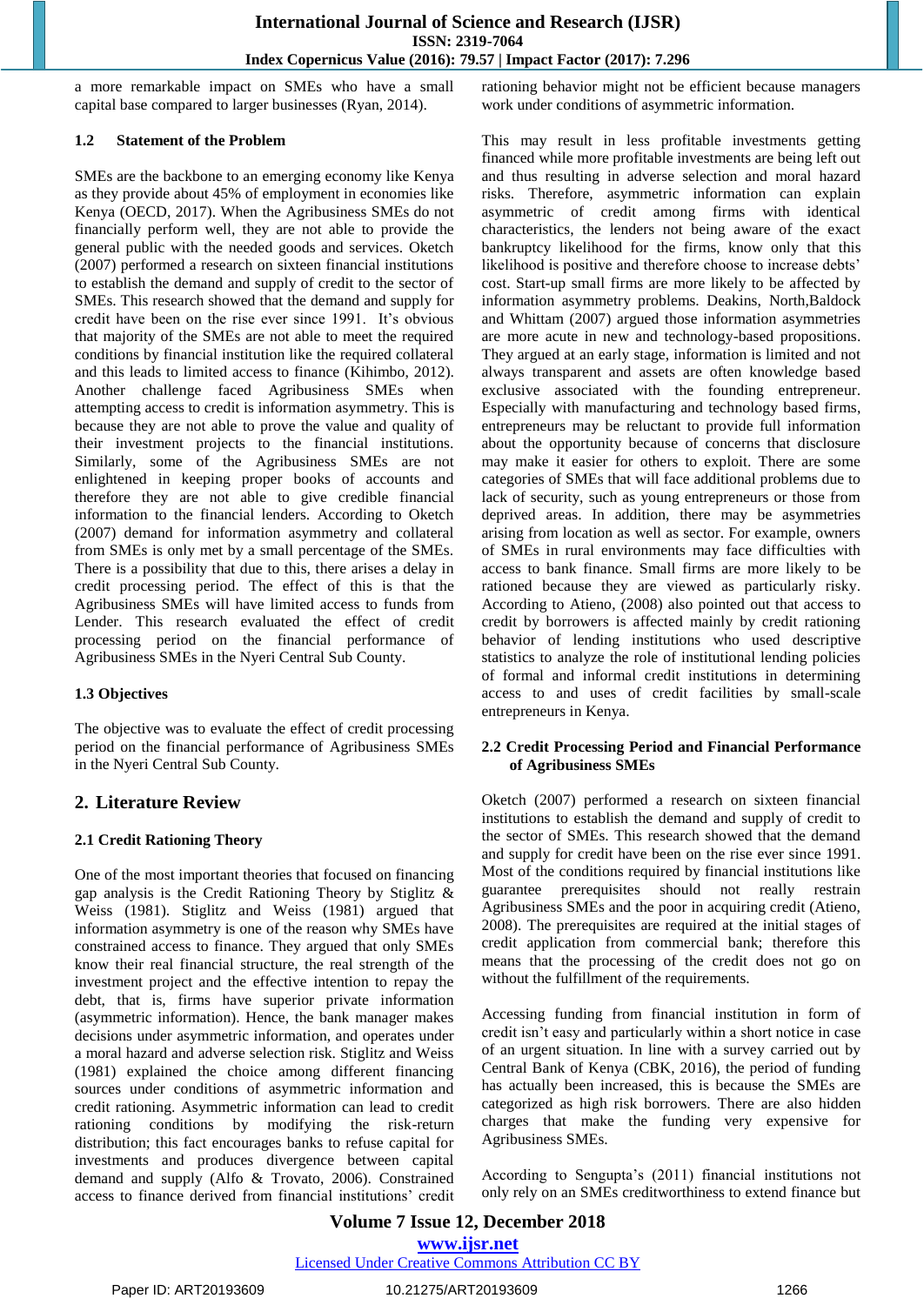a more remarkable impact on SMEs who have a small capital base compared to larger businesses (Ryan, 2014).

### 1.2 Statement of the Problem

SMEs are the backbone to an emerging economy like Kenya as they provide about 45% of employment in economies like Kenya (OECD, 2017). When the Agribusiness SMEs do not financially perform well, they are not able to provide the general public with the needed goods and services. Oketch (2007) performed a research on sixteen financial institutions to establish the demand and supply of credit to the sector of SMEs. This research showed that the demand and supply for credit have been on the rise ever since 1991. It's obvious that majority of the SMEs are not able to meet the required conditions by financial institution like the required collateral and this leads to limited access to finance (Kihimbo, 2012). Another challenge faced Agribusiness SMEs when attempting access to credit is information asymmetry. This is because they are not able to prove the value and quality of their investment projects to the financial institutions. Similarly, some of the Agribusiness SMEs are not enlightened in keeping proper books of accounts and therefore they are not able to give credible financial information to the financial lenders. According to Oketch (2007) demand for information asymmetry and collateral from SMEs is only met by a small percentage of the SMEs. There is a possibility that due to this, there arises a delay in credit processing period. The effect of this is that the Agribusiness SMEs will have limited access to funds from Lender. This research evaluated the effect of credit processing period on the financial performance of Agribusiness SMEs in the Nyeri Central Sub County.

### 1.3 Objectives

The objective was to evaluate the effect of credit processing period on the financial performance of Agribusiness SMEs in the Nyeri Central Sub County.

## 2. Literature Review

### 2.1 Credit Rationing Theory

One of the most important theories that focused on financing gap analysis is the Credit Rationing Theory by Stiglitz & Weiss (1981). Stiglitz and Weiss (1981) argued that information asymmetry is one of the reason why SMEs have constrained access to finance. They argued that only SMEs know their real financial structure, the real strength of the investment project and the effective intention to repay the debt, that is, firms have superior private information (asymmetric information). Hence, the bank manager makes decisions under asymmetric information, and operates under a moral hazard and adverse selection risk. Stiglitz and Weiss (1981) explained the choice among different financing sources under conditions of asymmetric information and credit rationing. Asymmetric information can lead to credit rationing conditions by modifying the risk-return distribution; this fact encourages banks to refuse capital for investments and produces divergence between capital demand and supply (Alfo & Trovato, 2006). Constrained access to finance derived from financial institutions' credit rationing behavior might not be efficient because managers work under conditions of asymmetric information.

This may result in less profitable investments getting financed while more profitable investments are being left out and thus resulting in adverse selection and moral hazard risks. Therefore, asymmetric information can explain asymmetric of credit among firms with identical characteristics, the lenders not being aware of the exact bankruptcy likelihood for the firms, know only that this likelihood is positive and therefore choose to increase debts' cost. Start-up small firms are more likely to be affected by information asymmetry problems. Deakins, North,Baldock and Whittam (2007) argued those information asymmetries are more acute in new and technology-based propositions. They argued at an early stage, information is limited and not always transparent and assets are often knowledge based exclusive associated with the founding entrepreneur. Especially with manufacturing and technology based firms, entrepreneurs may be reluctant to provide full information about the opportunity because of concerns that disclosure may make it easier for others to exploit. There are some categories of SMEs that will face additional problems due to lack of security, such as young entrepreneurs or those from deprived areas. In addition, there may be asymmetries arising from location as well as sector. For example, owners of SMEs in rural environments may face difficulties with access to bank finance. Small firms are more likely to be rationed because they are viewed as particularly risky. According to Atieno, (2008) also pointed out that access to credit by borrowers is affected mainly by credit rationing behavior of lending institutions who used descriptive statistics to analyze the role of institutional lending policies of formal and informal credit institutions in determining access to and uses of credit facilities by small-scale entrepreneurs in Kenya.

### 2.2 Credit Processing Period and Financial Performance of Agribusiness SMEs

Oketch (2007) performed a research on sixteen financial institutions to establish the demand and supply of credit to the sector of SMEs. This research showed that the demand and supply for credit have been on the rise ever since 1991. Most of the conditions required by financial institutions like guarantee prerequisites should not really restrain Agribusiness SMEs and the poor in acquiring credit (Atieno, 2008). The prerequisites are required at the initial stages of credit application from commercial bank; therefore this means that the processing of the credit does not go on without the fulfillment of the requirements.

Accessing funding from financial institution in form of credit isn't easy and particularly within a short notice in case of an urgent situation. In line with a survey carried out by Central Bank of Kenya (CBK, 2016), the period of funding has actually been increased, this is because the SMEs are categorized as high risk borrowers. There are also hidden charges that make the funding very expensive for Agribusiness SMEs.

According to Sengupta's (2011) financial institutions not only rely on an SMEs creditworthiness to extend finance but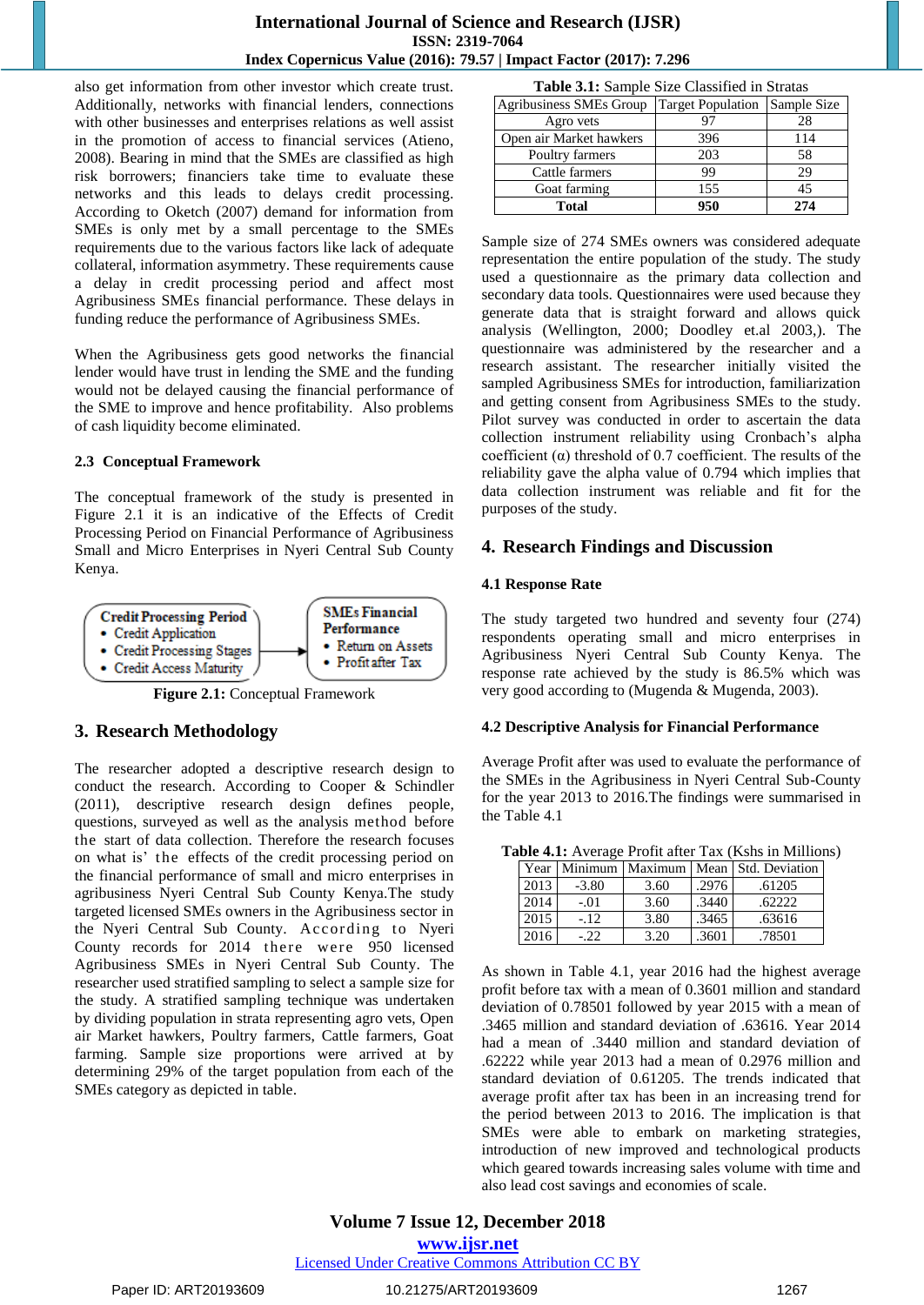also get information from other investor which create trust. Additionally, networks with financial lenders, connections with other businesses and enterprises relations as well assist in the promotion of access to financial services (Atieno, 2008). Bearing in mind that the SMEs are classified as high risk borrowers; financiers take time to evaluate these networks and this leads to delays credit processing. According to Oketch (2007) demand for information from SMEs is only met by a small percentage to the SMEs requirements due to the various factors like lack of adequate collateral, information asymmetry. These requirements cause a delay in credit processing period and affect most Agribusiness SMEs financial performance. These delays in funding reduce the performance of Agribusiness SMEs.

When the Agribusiness gets good networks the financial lender would have trust in lending the SME and the funding would not be delayed causing the financial performance of the SME to improve and hence profitability. Also problems of cash liquidity become eliminated.

### 2.3 Conceptual Framework

The conceptual framework of the study is presented in Figure 2.1 it is an indicative of the Effects of Credit Processing Period on Financial Performance of Agribusiness Small and Micro Enterprises in Nyeri Central Sub County Kenya.

**Credit Processing Period**
- Credit Application
- Credit Processing Stages
- Credit Access Maturity

→

**SMEs Financial Performance**
- Return on Assets
- Profit after Tax

**Figure 2.1:** Conceptual Framework

## 3. Research Methodology

The researcher adopted a descriptive research design to conduct the research. According to Cooper & Schindler (2011), descriptive research design defines people, questions, surveyed as well as the analysis method before the start of data collection. Therefore the research focuses on what is' the effects of the credit processing period on the financial performance of small and micro enterprises in agribusiness Nyeri Central Sub County Kenya.The study targeted licensed SMEs owners in the Agribusiness sector in the Nyeri Central Sub County. According to Nyeri County records for 2014 there were 950 licensed Agribusiness SMEs in Nyeri Central Sub County. The researcher used stratified sampling to select a sample size for the study. A stratified sampling technique was undertaken by dividing population in strata representing agro vets, Open air Market hawkers, Poultry farmers, Cattle farmers, Goat farming. Sample size proportions were arrived at by determining 29% of the target population from each of the SMEs category as depicted in table.

**Table 3.1:** Sample Size Classified in Stratas

| Agribusiness SMEs Group | Target Population | Sample Size |
|---|---|---|
| Agro vets | 97 | 28 |
| Open air Market hawkers | 396 | 114 |
| Poultry farmers | 203 | 58 |
| Cattle farmers | 99 | 29 |
| Goat farming | 155 | 45 |
| **Total** | **950** | **274** |

Sample size of 274 SMEs owners was considered adequate representation the entire population of the study. The study used a questionnaire as the primary data collection and secondary data tools. Questionnaires were used because they generate data that is straight forward and allows quick analysis (Wellington, 2000; Doodley et.al 2003,). The questionnaire was administered by the researcher and a research assistant. The researcher initially visited the sampled Agribusiness SMEs for introduction, familiarization and getting consent from Agribusiness SMEs to the study. Pilot survey was conducted in order to ascertain the data collection instrument reliability using Cronbach's alpha coefficient (α) threshold of 0.7 coefficient. The results of the reliability gave the alpha value of 0.794 which implies that data collection instrument was reliable and fit for the purposes of the study.

## 4. Research Findings and Discussion

### 4.1 Response Rate

The study targeted two hundred and seventy four (274) respondents operating small and micro enterprises in Agribusiness Nyeri Central Sub County Kenya. The response rate achieved by the study is 86.5% which was very good according to (Mugenda & Mugenda, 2003).

### 4.2 Descriptive Analysis for Financial Performance

Average Profit after was used to evaluate the performance of the SMEs in the Agribusiness in Nyeri Central Sub-County for the year 2013 to 2016.The findings were summarised in the Table 4.1

**Table 4.1:** Average Profit after Tax (Kshs in Millions)

| Year | Minimum | Maximum | Mean | Std. Deviation |
|---|---|---|---|---|
| 2013 | -3.80 | 3.60 | .2976 | .61205 |
| 2014 | -.01 | 3.60 | .3440 | .62222 |
| 2015 | -.12 | 3.80 | .3465 | .63616 |
| 2016 | -.22 | 3.20 | .3601 | .78501 |

As shown in Table 4.1, year 2016 had the highest average profit before tax with a mean of 0.3601 million and standard deviation of 0.78501 followed by year 2015 with a mean of .3465 million and standard deviation of .63616. Year 2014 had a mean of .3440 million and standard deviation of .62222 while year 2013 had a mean of 0.2976 million and standard deviation of 0.61205. The trends indicated that average profit after tax has been in an increasing trend for the period between 2013 to 2016. The implication is that SMEs were able to embark on marketing strategies, introduction of new improved and technological products which geared towards increasing sales volume with time and also lead cost savings and economies of scale.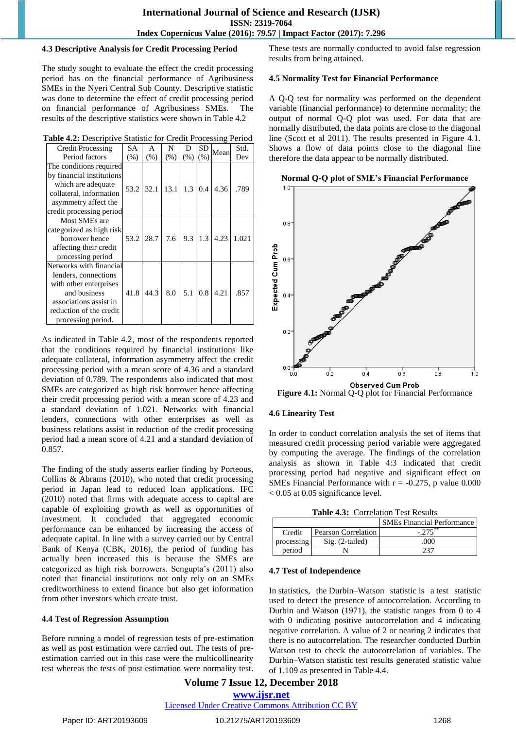### 4.3 Descriptive Analysis for Credit Processing Period

The study sought to evaluate the effect the credit processing period has on the financial performance of Agribusiness SMEs in the Nyeri Central Sub County. Descriptive statistic was done to determine the effect of credit processing period on financial performance of Agribusiness SMEs. The results of the descriptive statistics were shown in Table 4.2

**Table 4.2:** Descriptive Statistic for Credit Processing Period

| Credit Processing Period factors | SA (%) | A (%) | N (%) | D (%) | SD (%) | Mean | Std. Dev |
|---|---|---|---|---|---|---|---|
| The conditions required by financial institutions which are adequate collateral, information asymmetry affect the credit processing period | 53.2 | 32.1 | 13.1 | 1.3 | 0.4 | 4.36 | .789 |
| Most SMEs are categorized as high risk borrower hence affecting their credit processing period | 53.2 | 28.7 | 7.6 | 9.3 | 1.3 | 4.23 | 1.021 |
| Networks with financial lenders, connections with other enterprises and business associations assist in reduction of the credit processing period. | 41.8 | 44.3 | 8.0 | 5.1 | 0.8 | 4.21 | .857 |

As indicated in Table 4.2, most of the respondents reported that the conditions required by financial institutions like adequate collateral, information asymmetry affect the credit processing period with a mean score of 4.36 and a standard deviation of 0.789. The respondents also indicated that most SMEs are categorized as high risk borrower hence affecting their credit processing period with a mean score of 4.23 and a standard deviation of 1.021. Networks with financial lenders, connections with other enterprises as well as business relations assist in reduction of the credit processing period had a mean score of 4.21 and a standard deviation of 0.857.

The finding of the study asserts earlier finding by Porteous, Collins & Abrams (2010), who noted that credit processing period in Japan lead to reduced loan applications. IFC (2010) noted that firms with adequate access to capital are capable of exploiting growth as well as opportunities of investment. It concluded that aggregated economic performance can be enhanced by increasing the access of adequate capital. In line with a survey carried out by Central Bank of Kenya (CBK, 2016), the period of processing has actually been increased this is because the SMEs are categorized as high risk borrowers. Sengupta's (2011) also noted that financial institutions not only rely on an SMEs creditworthiness to extend finance but also get information from other investors which create trust.

### 4.4 Test of Regression Assumption

Before running a model of regression tests of pre-estimation as well as post estimation were carried out. The tests of pre-estimation carried out in this case were the multicollinearity test whereas the tests of post estimation were normality test. These tests are normally conducted to avoid false regression results from being attained.

### 4.5 Normality Test for Financial Performance

A Q-Q test for normality was performed on the dependent variable (financial performance) to determine normality; the output of normal Q-Q plot was used. For data that are normally distributed, the data points are close to the diagonal line (Scott et al 2011). The results presented in Figure 4.1. Shows a flow of data points close to the diagonal line therefore the data appear to be normally distributed.

**Normal Q-Q plot of SME's Financial Performance**

**Figure 4.1:** Normal Q-Q plot for Financial Performance

### 4.6 Linearity Test

In order to conduct correlation analysis the set of items that measured credit processing period variable were aggregated by computing the average. The findings of the correlation analysis as shown in Table 4:3 indicated that credit processing period had negative and significant effect on SMEs Financial Performance with r = -0.275, p value 0.000 < 0.05 at 0.05 significance level.

**Table 4.3:** Correlation Test Results

| | | SMEs Financial Performance |
|---|---|---|
| Credit processing period | Pearson Correlation | -.275** |
| | Sig. (2-tailed) | .000 |
| | N | 237 |

### 4.7 Test of Independence

In statistics, the Durbin–Watson statistic is a test statistic used to detect the presence of autocorrelation. According to Durbin and Watson (1971), the statistic ranges from 0 to 4 with 0 indicating positive autocorrelation and 4 indicating negative correlation. A value of 2 or nearing 2 indicates that there is no autocorrelation. The researcher conducted Durbin Watson test to check the autocorrelation of variables. The Durbin–Watson statistic test results generated statistic value of 1.109 as presented in Table 4.4.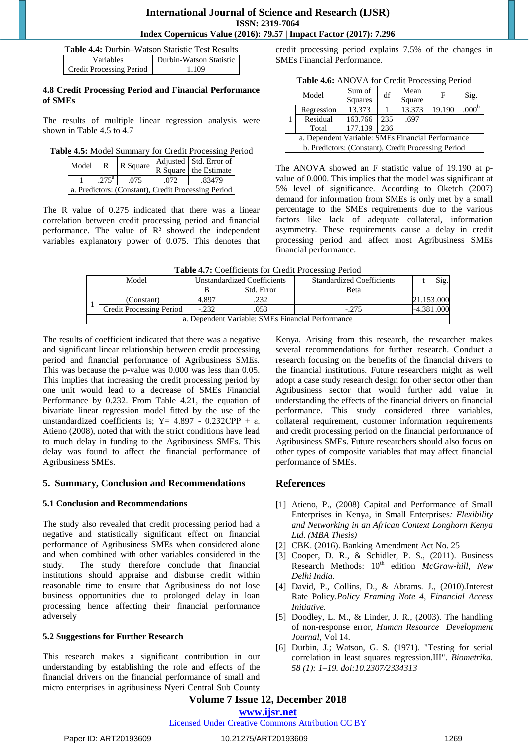**Table 4.4:** Durbin–Watson Statistic Test Results

| Variables | Durbin-Watson Statistic |
|---|---|
| Credit Processing Period | 1.109 |

### 4.8 Credit Processing Period and Financial Performance of SMEs

The results of multiple linear regression analysis were shown in Table 4.5 to 4.7

**Table 4.5:** Model Summary for Credit Processing Period

| Model | R | R Square | Adjusted R Square | Std. Error of the Estimate |
|---|---|---|---|---|
| 1 | .275[a] | .075 | .072 | .83479 |
| a. Predictors: (Constant), Credit Processing Period | | | | |

The R value of 0.275 indicated that there was a linear correlation between credit processing period and financial performance. The value of $R^2$ showed the independent variables explanatory power of 0.075. This denotes that credit processing period explains 7.5% of the changes in SMEs Financial Performance.

**Table 4.6:** ANOVA for Credit Processing Period

| Model | | Sum of Squares | df | Mean Square | F | Sig. |
|---|---|---|---|---|---|---|
| 1 | Regression | 13.373 | 1 | 13.373 | 19.190 | .000[b] |
| | Residual | 163.766 | 235 | .697 | | |
| | Total | 177.139 | 236 | | | |
| a. Dependent Variable: SMEs Financial Performance | | | | | | |
| b. Predictors: (Constant), Credit Processing Period | | | | | | |

The ANOVA showed an F statistic value of 19.190 at p-value of 0.000. This implies that the model was significant at 5% level of significance. According to Oketch (2007) demand for credit from SMEs is only met by a small percentage to the SMEs requirements due to the various factors like lack of adequate collateral, information asymmetry. These requirements cause a delay in credit processing period and affect most Agribusiness SMEs financial performance.

**Table 4.7:** Coefficients for Credit Processing Period

| Model | | Unstandardized Coefficients | | Standardized Coefficients | t | Sig. |
|---|---|---|---|---|---|---|
| | | B | Std. Error | Beta | | |
| 1 | (Constant) | 4.897 | .232 | | 21.153 | .000 |
| | Credit Processing Period | -.232 | .053 | -.275 | -4.381 | .000 |
| a. Dependent Variable: SMEs Financial Performance | | | | | | |

The results of coefficient indicated that there was a negative and significant linear relationship between credit processing period and financial performance of Agribusiness SMEs. This was because the p-value was 0.000 was less than 0.05. This implies that increasing the credit processing period by one unit would lead to a decrease of SMEs Financial Performance by 0.232. From Table 4.21, the equation of bivariate linear regression model fitted by the use of the unstandardized coefficients is; $Y = 4.897 - 0.232CPP + \varepsilon$. Atieno (2008), noted that with the strict conditions have lead to much delay in funding to the Agribusiness SMEs. This delay was found to affect the financial performance of Agribusiness SMEs.

## 5. Summary, Conclusion and Recommendations

### 5.1 Conclusion and Recommendations

The study also revealed that credit processing period had a negative and statistically significant effect on financial performance of Agribusiness SMEs when considered alone and when combined with other variables considered in the study. The study therefore conclude that financial institutions should appraise and disburse credit within reasonable time to ensure that Agribusiness do not lose business opportunities due to prolonged delay in loan processing hence affecting their financial performance adversely

### 5.2 Suggestions for Further Research

This research makes a significant contribution in our understanding by establishing the role and effects of the financial drivers on the financial performance of small and micro enterprises in agribusiness Nyeri Central Sub County Kenya. Arising from this research, the researcher makes several recommendations for further research. Conduct a research focusing on the benefits of the financial drivers to the financial institutions. Future researchers might as well adopt a case study research design for other sector other than Agribusiness sector that would further add value in understanding the effects of the financial drivers on financial performance. This study considered three variables, collateral requirement, customer information requirements and credit processing period on the financial performance of Agribusiness SMEs. Future researchers should also focus on other types of composite variables that may affect financial performance of SMEs.

## References

[1] Atieno, P., (2008) Capital and Performance of Small Enterprises in Kenya, in Small Enterprises*: Flexibility and Networking in an African Context Longhorn Kenya Ltd. (MBA Thesis)*

[2] CBK. (2016). Banking Amendment Act No. 25

[3] Cooper, D. R., & Schidler, P. S., (2011). Business Research Methods: 10th edition *McGraw-hill, New Delhi India.*

[4] David, P., Collins, D., & Abrams. J., (2010).Interest Rate Policy.*Policy Framing Note 4, Financial Access Initiative.*

[5] Doodley, L. M., & Linder, J. R., (2003). The handling of non-response error, *Human Resource Development Journal*, Vol 14.

[6] Durbin, J.; Watson, G. S. (1971). "Testing for serial correlation in least squares regression.III". *Biometrika. 58 (1): 1–19. doi:10.2307/2334313*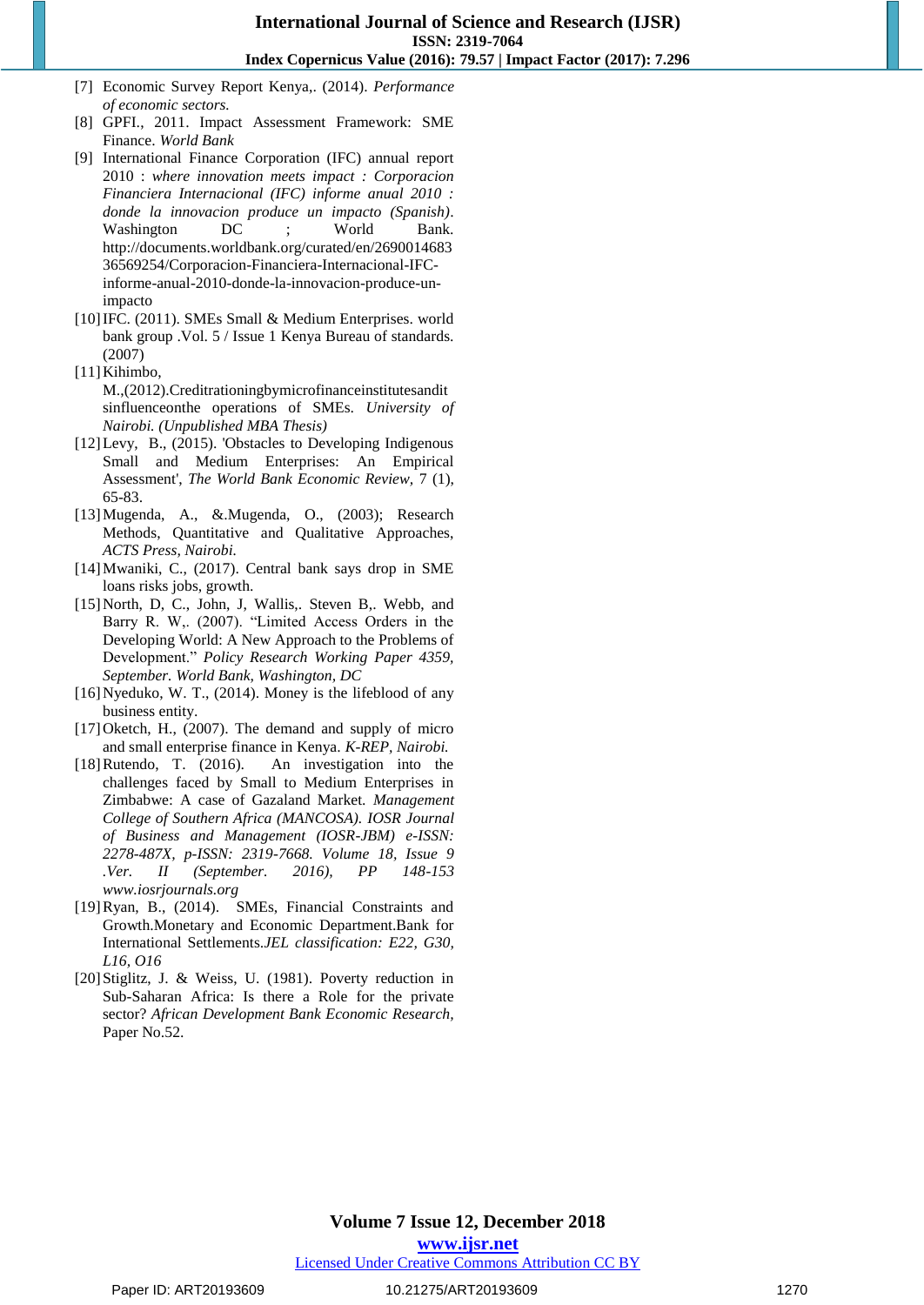[7] Economic Survey Report Kenya,. (2014). *Performance of economic sectors.*

[8] GPFI., 2011. Impact Assessment Framework: SME Finance. *World Bank*

[9] International Finance Corporation (IFC) annual report 2010 : *where innovation meets impact : Corporacion Financiera Internacional (IFC) informe anual 2010 : donde la innovacion produce un impacto (Spanish)*. Washington DC ; World Bank. http://documents.worldbank.org/curated/en/269001468336569254/Corporacion-Financiera-Internacional-IFC-informe-anual-2010-donde-la-innovacion-produce-un-impacto

[10] IFC. (2011). SMEs Small & Medium Enterprises. world bank group .Vol. 5 / Issue 1 Kenya Bureau of standards. (2007)

[11] Kihimbo, M.,(2012).Creditrationingbymicrofinanceinstitutesanditsinfluenceonthe operations of SMEs. *University of Nairobi. (Unpublished MBA Thesis)*

[12] Levy, B., (2015). 'Obstacles to Developing Indigenous Small and Medium Enterprises: An Empirical Assessment', *The World Bank Economic Review*, 7 (1), 65-83.

[13] Mugenda, A., &.Mugenda, O., (2003); Research Methods, Quantitative and Qualitative Approaches, *ACTS Press, Nairobi.*

[14] Mwaniki, C., (2017). Central bank says drop in SME loans risks jobs, growth.

[15] North, D, C., John, J, Wallis,. Steven B,. Webb, and Barry R. W,. (2007). "Limited Access Orders in the Developing World: A New Approach to the Problems of Development." *Policy Research Working Paper 4359, September. World Bank, Washington, DC*

[16] Nyeduko, W. T., (2014). Money is the lifeblood of any business entity.

[17] Oketch, H., (2007). The demand and supply of micro and small enterprise finance in Kenya. *K-REP, Nairobi.*

[18] Rutendo, T. (2016). An investigation into the challenges faced by Small to Medium Enterprises in Zimbabwe: A case of Gazaland Market. *Management College of Southern Africa (MANCOSA). IOSR Journal of Business and Management (IOSR-JBM) e-ISSN: 2278-487X, p-ISSN: 2319-7668. Volume 18, Issue 9 .Ver. II (September. 2016), PP 148-153 www.iosrjournals.org*

[19] Ryan, B., (2014). SMEs, Financial Constraints and Growth.Monetary and Economic Department.Bank for International Settlements.*JEL classification: E22, G30, L16, O16*

[20] Stiglitz, J. & Weiss, U. (1981). Poverty reduction in Sub-Saharan Africa: Is there a Role for the private sector? *African Development Bank Economic Research*, Paper No.52.